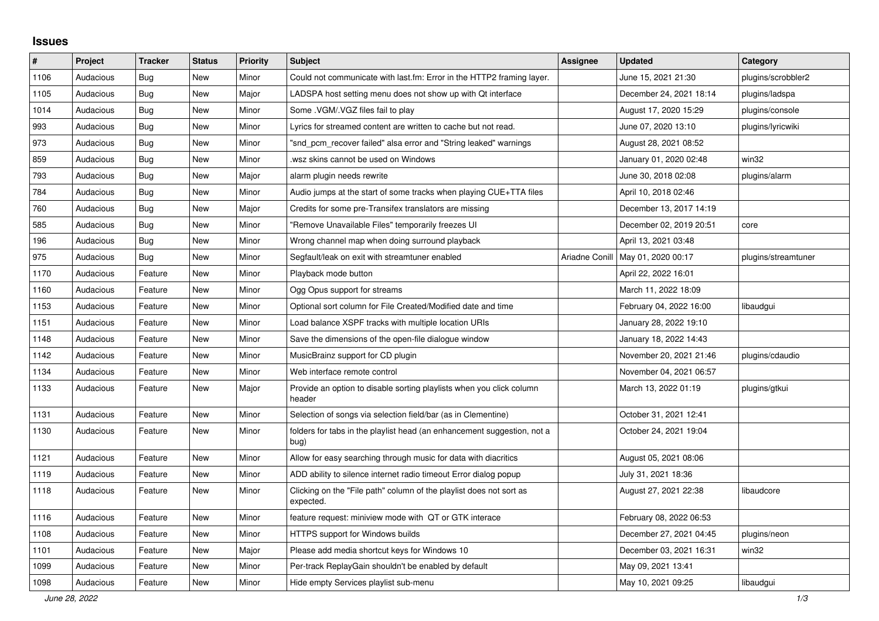# Issues

| # | Project | Tracker | Status | Priority | Subject | Assignee | Updated | Category |
|---|---|---|---|---|---|---|---|---|
| 1106 | Audacious | Bug | New | Minor | Could not communicate with last.fm: Error in the HTTP2 framing layer. | | June 15, 2021 21:30 | plugins/scrobbler2 |
| 1105 | Audacious | Bug | New | Major | LADSPA host setting menu does not show up with Qt interface | | December 24, 2021 18:14 | plugins/ladspa |
| 1014 | Audacious | Bug | New | Minor | Some .VGM/.VGZ files fail to play | | August 17, 2020 15:29 | plugins/console |
| 993 | Audacious | Bug | New | Minor | Lyrics for streamed content are written to cache but not read. | | June 07, 2020 13:10 | plugins/lyricwiki |
| 973 | Audacious | Bug | New | Minor | "snd_pcm_recover failed" alsa error and "String leaked" warnings | | August 28, 2021 08:52 | |
| 859 | Audacious | Bug | New | Minor | .wsz skins cannot be used on Windows | | January 01, 2020 02:48 | win32 |
| 793 | Audacious | Bug | New | Major | alarm plugin needs rewrite | | June 30, 2018 02:08 | plugins/alarm |
| 784 | Audacious | Bug | New | Minor | Audio jumps at the start of some tracks when playing CUE+TTA files | | April 10, 2018 02:46 | |
| 760 | Audacious | Bug | New | Major | Credits for some pre-Transifex translators are missing | | December 13, 2017 14:19 | |
| 585 | Audacious | Bug | New | Minor | "Remove Unavailable Files" temporarily freezes UI | | December 02, 2019 20:51 | core |
| 196 | Audacious | Bug | New | Minor | Wrong channel map when doing surround playback | | April 13, 2021 03:48 | |
| 975 | Audacious | Bug | New | Minor | Segfault/leak on exit with streamtuner enabled | Ariadne Conill | May 01, 2020 00:17 | plugins/streamtuner |
| 1170 | Audacious | Feature | New | Minor | Playback mode button | | April 22, 2022 16:01 | |
| 1160 | Audacious | Feature | New | Minor | Ogg Opus support for streams | | March 11, 2022 18:09 | |
| 1153 | Audacious | Feature | New | Minor | Optional sort column for File Created/Modified date and time | | February 04, 2022 16:00 | libaudgui |
| 1151 | Audacious | Feature | New | Minor | Load balance XSPF tracks with multiple location URIs | | January 28, 2022 19:10 | |
| 1148 | Audacious | Feature | New | Minor | Save the dimensions of the open-file dialogue window | | January 18, 2022 14:43 | |
| 1142 | Audacious | Feature | New | Minor | MusicBrainz support for CD plugin | | November 20, 2021 21:46 | plugins/cdaudio |
| 1134 | Audacious | Feature | New | Minor | Web interface remote control | | November 04, 2021 06:57 | |
| 1133 | Audacious | Feature | New | Major | Provide an option to disable sorting playlists when you click column header | | March 13, 2022 01:19 | plugins/gtkui |
| 1131 | Audacious | Feature | New | Minor | Selection of songs via selection field/bar (as in Clementine) | | October 31, 2021 12:41 | |
| 1130 | Audacious | Feature | New | Minor | folders for tabs in the playlist head (an enhancement suggestion, not a bug) | | October 24, 2021 19:04 | |
| 1121 | Audacious | Feature | New | Minor | Allow for easy searching through music for data with diacritics | | August 05, 2021 08:06 | |
| 1119 | Audacious | Feature | New | Minor | ADD ability to silence internet radio timeout Error dialog popup | | July 31, 2021 18:36 | |
| 1118 | Audacious | Feature | New | Minor | Clicking on the "File path" column of the playlist does not sort as expected. | | August 27, 2021 22:38 | libaudcore |
| 1116 | Audacious | Feature | New | Minor | feature request: miniview mode with QT or GTK interace | | February 08, 2022 06:53 | |
| 1108 | Audacious | Feature | New | Minor | HTTPS support for Windows builds | | December 27, 2021 04:45 | plugins/neon |
| 1101 | Audacious | Feature | New | Major | Please add media shortcut keys for Windows 10 | | December 03, 2021 16:31 | win32 |
| 1099 | Audacious | Feature | New | Minor | Per-track ReplayGain shouldn't be enabled by default | | May 09, 2021 13:41 | |
| 1098 | Audacious | Feature | New | Minor | Hide empty Services playlist sub-menu | | May 10, 2021 09:25 | libaudgui |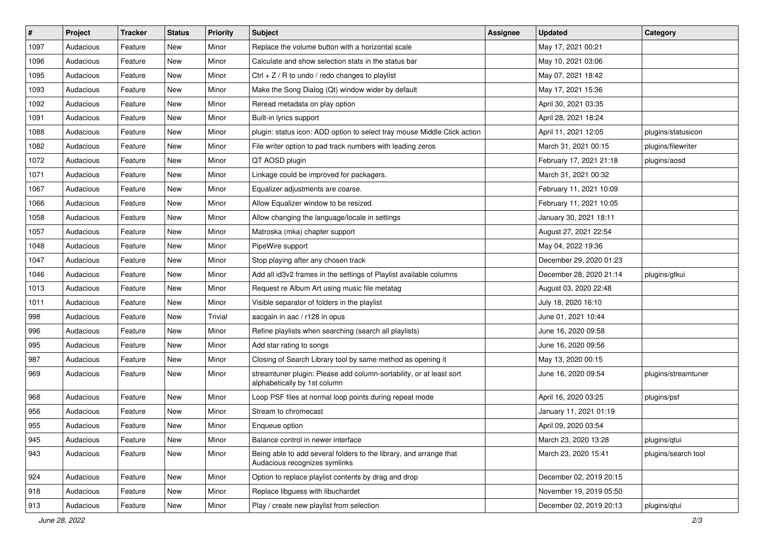| # | Project | Tracker | Status | Priority | Subject | Assignee | Updated | Category |
|---|---|---|---|---|---|---|---|---|
| 1097 | Audacious | Feature | New | Minor | Replace the volume button with a horizontal scale | | May 17, 2021 00:21 | |
| 1096 | Audacious | Feature | New | Minor | Calculate and show selection stats in the status bar | | May 10, 2021 03:06 | |
| 1095 | Audacious | Feature | New | Minor | Ctrl + Z / R to undo / redo changes to playlist | | May 07, 2021 18:42 | |
| 1093 | Audacious | Feature | New | Minor | Make the Song Dialog (Qt) window wider by default | | May 17, 2021 15:36 | |
| 1092 | Audacious | Feature | New | Minor | Reread metadata on play option | | April 30, 2021 03:35 | |
| 1091 | Audacious | Feature | New | Minor | Built-in lyrics support | | April 28, 2021 18:24 | |
| 1088 | Audacious | Feature | New | Minor | plugin: status icon: ADD option to select tray mouse Middle Click action | | April 11, 2021 12:05 | plugins/statusicon |
| 1082 | Audacious | Feature | New | Minor | File writer option to pad track numbers with leading zeros | | March 31, 2021 00:15 | plugins/filewriter |
| 1072 | Audacious | Feature | New | Minor | QT AOSD plugin | | February 17, 2021 21:18 | plugins/aosd |
| 1071 | Audacious | Feature | New | Minor | Linkage could be improved for packagers. | | March 31, 2021 00:32 | |
| 1067 | Audacious | Feature | New | Minor | Equalizer adjustments are coarse. | | February 11, 2021 10:09 | |
| 1066 | Audacious | Feature | New | Minor | Allow Equalizer window to be resized. | | February 11, 2021 10:05 | |
| 1058 | Audacious | Feature | New | Minor | Allow changing the language/locale in settings | | January 30, 2021 18:11 | |
| 1057 | Audacious | Feature | New | Minor | Matroska (mka) chapter support | | August 27, 2021 22:54 | |
| 1048 | Audacious | Feature | New | Minor | PipeWire support | | May 04, 2022 19:36 | |
| 1047 | Audacious | Feature | New | Minor | Stop playing after any chosen track | | December 29, 2020 01:23 | |
| 1046 | Audacious | Feature | New | Minor | Add all id3v2 frames in the settings of Playlist available columns | | December 28, 2020 21:14 | plugins/gtkui |
| 1013 | Audacious | Feature | New | Minor | Request re Album Art using music file metatag | | August 03, 2020 22:48 | |
| 1011 | Audacious | Feature | New | Minor | Visible separator of folders in the playlist | | July 18, 2020 16:10 | |
| 998 | Audacious | Feature | New | Trivial | aacgain in aac / r128 in opus | | June 01, 2021 10:44 | |
| 996 | Audacious | Feature | New | Minor | Refine playlists when searching (search all playlists) | | June 16, 2020 09:58 | |
| 995 | Audacious | Feature | New | Minor | Add star rating to songs | | June 16, 2020 09:56 | |
| 987 | Audacious | Feature | New | Minor | Closing of Search Library tool by same method as opening it | | May 13, 2020 00:15 | |
| 969 | Audacious | Feature | New | Minor | streamtuner plugin: Please add column-sortability, or at least sort alphabetically by 1st column | | June 16, 2020 09:54 | plugins/streamtuner |
| 968 | Audacious | Feature | New | Minor | Loop PSF files at normal loop points during repeat mode | | April 16, 2020 03:25 | plugins/psf |
| 956 | Audacious | Feature | New | Minor | Stream to chromecast | | January 11, 2021 01:19 | |
| 955 | Audacious | Feature | New | Minor | Enqueue option | | April 09, 2020 03:54 | |
| 945 | Audacious | Feature | New | Minor | Balance control in newer interface | | March 23, 2020 13:28 | plugins/qtui |
| 943 | Audacious | Feature | New | Minor | Being able to add several folders to the library, and arrange that Audacious recognizes symlinks | | March 23, 2020 15:41 | plugins/search tool |
| 924 | Audacious | Feature | New | Minor | Option to replace playlist contents by drag and drop | | December 02, 2019 20:15 | |
| 918 | Audacious | Feature | New | Minor | Replace libguess with libuchardet | | November 19, 2019 05:50 | |
| 913 | Audacious | Feature | New | Minor | Play / create new playlist from selection | | December 02, 2019 20:13 | plugins/qtui |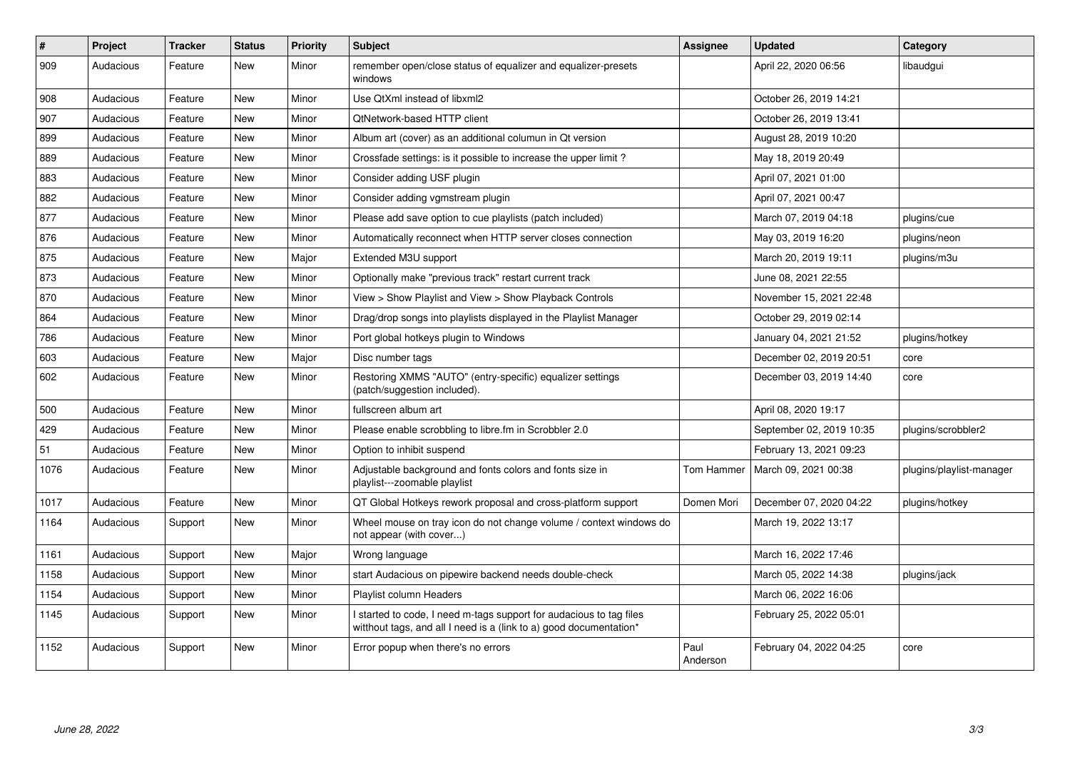| # | Project | Tracker | Status | Priority | Subject | Assignee | Updated | Category |
|---|---|---|---|---|---|---|---|---|
| 909 | Audacious | Feature | New | Minor | remember open/close status of equalizer and equalizer-presets windows | | April 22, 2020 06:56 | libaudgui |
| 908 | Audacious | Feature | New | Minor | Use QtXml instead of libxml2 | | October 26, 2019 14:21 | |
| 907 | Audacious | Feature | New | Minor | QtNetwork-based HTTP client | | October 26, 2019 13:41 | |
| 899 | Audacious | Feature | New | Minor | Album art (cover) as an additional columun in Qt version | | August 28, 2019 10:20 | |
| 889 | Audacious | Feature | New | Minor | Crossfade settings: is it possible to increase the upper limit ? | | May 18, 2019 20:49 | |
| 883 | Audacious | Feature | New | Minor | Consider adding USF plugin | | April 07, 2021 01:00 | |
| 882 | Audacious | Feature | New | Minor | Consider adding vgmstream plugin | | April 07, 2021 00:47 | |
| 877 | Audacious | Feature | New | Minor | Please add save option to cue playlists (patch included) | | March 07, 2019 04:18 | plugins/cue |
| 876 | Audacious | Feature | New | Minor | Automatically reconnect when HTTP server closes connection | | May 03, 2019 16:20 | plugins/neon |
| 875 | Audacious | Feature | New | Major | Extended M3U support | | March 20, 2019 19:11 | plugins/m3u |
| 873 | Audacious | Feature | New | Minor | Optionally make "previous track" restart current track | | June 08, 2021 22:55 | |
| 870 | Audacious | Feature | New | Minor | View > Show Playlist and View > Show Playback Controls | | November 15, 2021 22:48 | |
| 864 | Audacious | Feature | New | Minor | Drag/drop songs into playlists displayed in the Playlist Manager | | October 29, 2019 02:14 | |
| 786 | Audacious | Feature | New | Minor | Port global hotkeys plugin to Windows | | January 04, 2021 21:52 | plugins/hotkey |
| 603 | Audacious | Feature | New | Major | Disc number tags | | December 02, 2019 20:51 | core |
| 602 | Audacious | Feature | New | Minor | Restoring XMMS "AUTO" (entry-specific) equalizer settings (patch/suggestion included). | | December 03, 2019 14:40 | core |
| 500 | Audacious | Feature | New | Minor | fullscreen album art | | April 08, 2020 19:17 | |
| 429 | Audacious | Feature | New | Minor | Please enable scrobbling to libre.fm in Scrobbler 2.0 | | September 02, 2019 10:35 | plugins/scrobbler2 |
| 51 | Audacious | Feature | New | Minor | Option to inhibit suspend | | February 13, 2021 09:23 | |
| 1076 | Audacious | Feature | New | Minor | Adjustable background and fonts colors and fonts size in playlist---zoomable playlist | Tom Hammer | March 09, 2021 00:38 | plugins/playlist-manager |
| 1017 | Audacious | Feature | New | Minor | QT Global Hotkeys rework proposal and cross-platform support | Domen Mori | December 07, 2020 04:22 | plugins/hotkey |
| 1164 | Audacious | Support | New | Minor | Wheel mouse on tray icon do not change volume / context windows do not appear (with cover...) | | March 19, 2022 13:17 | |
| 1161 | Audacious | Support | New | Major | Wrong language | | March 16, 2022 17:46 | |
| 1158 | Audacious | Support | New | Minor | start Audacious on pipewire backend needs double-check | | March 05, 2022 14:38 | plugins/jack |
| 1154 | Audacious | Support | New | Minor | Playlist column Headers | | March 06, 2022 16:06 | |
| 1145 | Audacious | Support | New | Minor | I started to code, I need m-tags support for audacious to tag files witthout tags, and all I need is a (link to a) good documentation* | | February 25, 2022 05:01 | |
| 1152 | Audacious | Support | New | Minor | Error popup when there's no errors | Paul Anderson | February 04, 2022 04:25 | core |

*June 28, 2022*